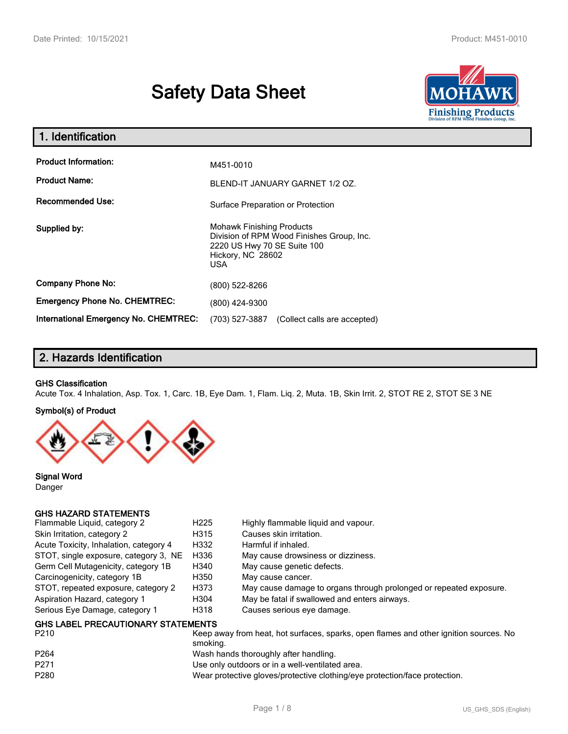# Safety Data Sheet

## 1. Identification

| | |
|---|---|
| **Product Information:** | M451-0010 |
| **Product Name:** | BLEND-IT JANUARY GARNET 1/2 OZ. |
| **Recommended Use:** | Surface Preparation or Protection |
| **Supplied by:** | Mohawk Finishing Products<br>Division of RPM Wood Finishes Group, Inc.<br>2220 US Hwy 70 SE Suite 100<br>Hickory, NC 28602<br>USA |
| **Company Phone No:** | (800) 522-8266 |
| **Emergency Phone No. CHEMTREC:** | (800) 424-9300 |
| **International Emergency No. CHEMTREC:** | (703) 527-3887 (Collect calls are accepted) |

## 2. Hazards Identification

**GHS Classification**

Acute Tox. 4 Inhalation, Asp. Tox. 1, Carc. 1B, Eye Dam. 1, Flam. Liq. 2, Muta. 1B, Skin Irrit. 2, STOT RE 2, STOT SE 3 NE

**Symbol(s) of Product**

**Signal Word**

Danger

**GHS HAZARD STATEMENTS**

| | | |
|---|---|---|
| Flammable Liquid, category 2 | H225 | Highly flammable liquid and vapour. |
| Skin Irritation, category 2 | H315 | Causes skin irritation. |
| Acute Toxicity, Inhalation, category 4 | H332 | Harmful if inhaled. |
| STOT, single exposure, category 3, NE | H336 | May cause drowsiness or dizziness. |
| Germ Cell Mutagenicity, category 1B | H340 | May cause genetic defects. |
| Carcinogenicity, category 1B | H350 | May cause cancer. |
| STOT, repeated exposure, category 2 | H373 | May cause damage to organs through prolonged or repeated exposure. |
| Aspiration Hazard, category 1 | H304 | May be fatal if swallowed and enters airways. |
| Serious Eye Damage, category 1 | H318 | Causes serious eye damage. |

**GHS LABEL PRECAUTIONARY STATEMENTS**

| | |
|---|---|
| P210 | Keep away from heat, hot surfaces, sparks, open flames and other ignition sources. No smoking. |
| P264 | Wash hands thoroughly after handling. |
| P271 | Use only outdoors or in a well-ventilated area. |
| P280 | Wear protective gloves/protective clothing/eye protection/face protection. |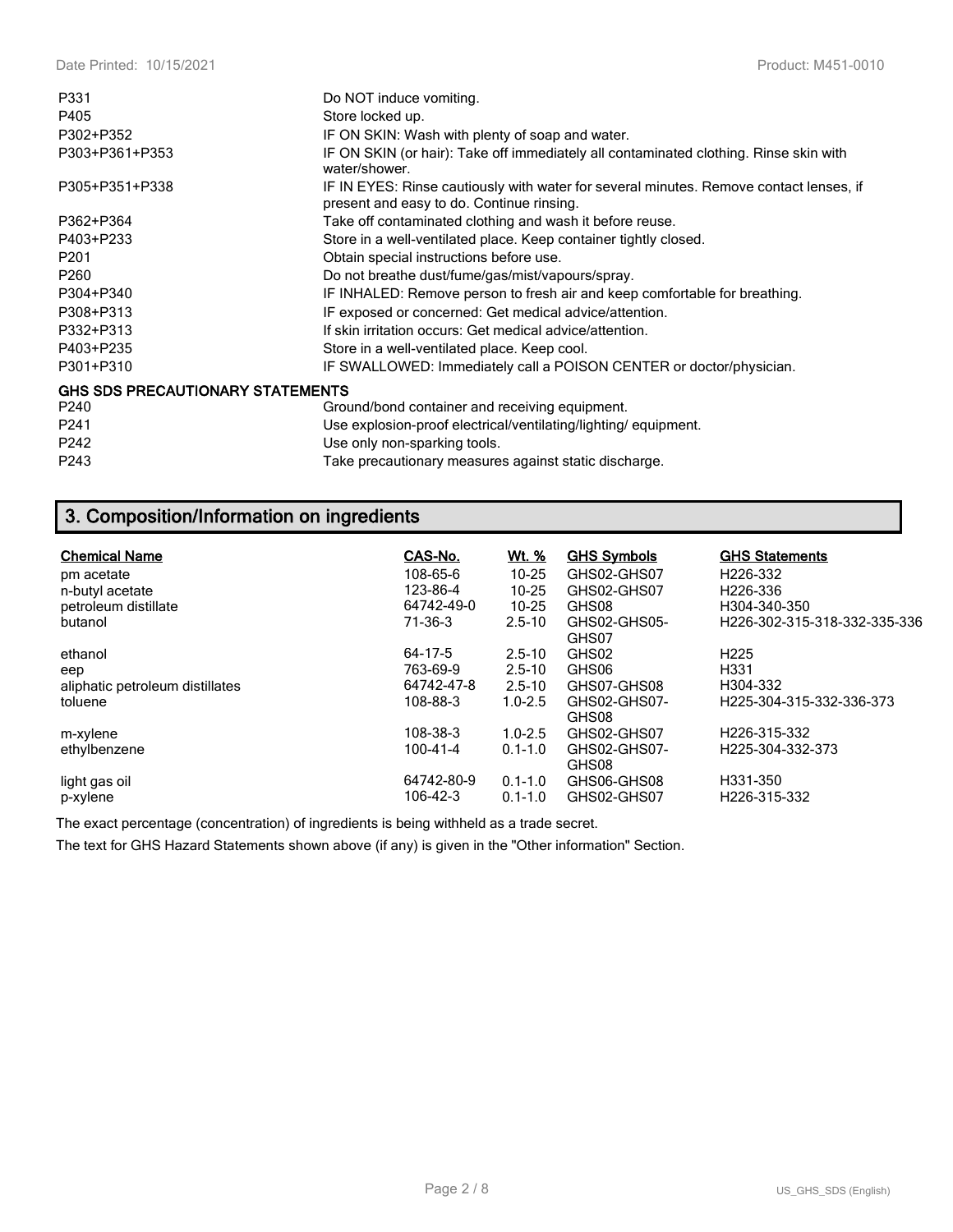| | |
|---|---|
| P331 | Do NOT induce vomiting. |
| P405 | Store locked up. |
| P302+P352 | IF ON SKIN: Wash with plenty of soap and water. |
| P303+P361+P353 | IF ON SKIN (or hair): Take off immediately all contaminated clothing. Rinse skin with water/shower. |
| P305+P351+P338 | IF IN EYES: Rinse cautiously with water for several minutes. Remove contact lenses, if present and easy to do. Continue rinsing. |
| P362+P364 | Take off contaminated clothing and wash it before reuse. |
| P403+P233 | Store in a well-ventilated place. Keep container tightly closed. |
| P201 | Obtain special instructions before use. |
| P260 | Do not breathe dust/fume/gas/mist/vapours/spray. |
| P304+P340 | IF INHALED: Remove person to fresh air and keep comfortable for breathing. |
| P308+P313 | IF exposed or concerned: Get medical advice/attention. |
| P332+P313 | If skin irritation occurs: Get medical advice/attention. |
| P403+P235 | Store in a well-ventilated place. Keep cool. |
| P301+P310 | IF SWALLOWED: Immediately call a POISON CENTER or doctor/physician. |

**GHS SDS PRECAUTIONARY STATEMENTS**

| | |
|---|---|
| P240 | Ground/bond container and receiving equipment. |
| P241 | Use explosion-proof electrical/ventilating/lighting/ equipment. |
| P242 | Use only non-sparking tools. |
| P243 | Take precautionary measures against static discharge. |

## 3. Composition/Information on ingredients

| Chemical Name | CAS-No. | Wt. % | GHS Symbols | GHS Statements |
|---|---|---|---|---|
| pm acetate | 108-65-6 | 10-25 | GHS02-GHS07 | H226-332 |
| n-butyl acetate | 123-86-4 | 10-25 | GHS02-GHS07 | H226-336 |
| petroleum distillate | 64742-49-0 | 10-25 | GHS08 | H304-340-350 |
| butanol | 71-36-3 | 2.5-10 | GHS02-GHS05-GHS07 | H226-302-315-318-332-335-336 |
| ethanol | 64-17-5 | 2.5-10 | GHS02 | H225 |
| eep | 763-69-9 | 2.5-10 | GHS06 | H331 |
| aliphatic petroleum distillates | 64742-47-8 | 2.5-10 | GHS07-GHS08 | H304-332 |
| toluene | 108-88-3 | 1.0-2.5 | GHS02-GHS07-GHS08 | H225-304-315-332-336-373 |
| m-xylene | 108-38-3 | 1.0-2.5 | GHS02-GHS07 | H226-315-332 |
| ethylbenzene | 100-41-4 | 0.1-1.0 | GHS02-GHS07-GHS08 | H225-304-332-373 |
| light gas oil | 64742-80-9 | 0.1-1.0 | GHS06-GHS08 | H331-350 |
| p-xylene | 106-42-3 | 0.1-1.0 | GHS02-GHS07 | H226-315-332 |

The exact percentage (concentration) of ingredients is being withheld as a trade secret.

The text for GHS Hazard Statements shown above (if any) is given in the "Other information" Section.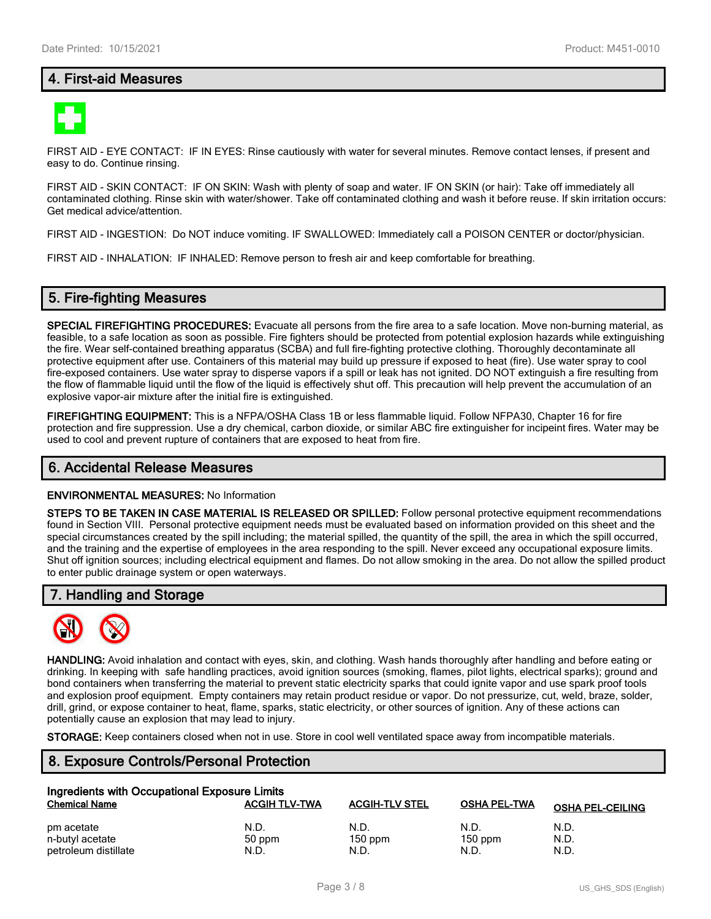## 4. First-aid Measures

FIRST AID - EYE CONTACT: IF IN EYES: Rinse cautiously with water for several minutes. Remove contact lenses, if present and easy to do. Continue rinsing.

FIRST AID - SKIN CONTACT: IF ON SKIN: Wash with plenty of soap and water. IF ON SKIN (or hair): Take off immediately all contaminated clothing. Rinse skin with water/shower. Take off contaminated clothing and wash it before reuse. If skin irritation occurs: Get medical advice/attention.

FIRST AID - INGESTION: Do NOT induce vomiting. IF SWALLOWED: Immediately call a POISON CENTER or doctor/physician.

FIRST AID - INHALATION: IF INHALED: Remove person to fresh air and keep comfortable for breathing.

## 5. Fire-fighting Measures

**SPECIAL FIREFIGHTING PROCEDURES:** Evacuate all persons from the fire area to a safe location. Move non-burning material, as feasible, to a safe location as soon as possible. Fire fighters should be protected from potential explosion hazards while extinguishing the fire. Wear self-contained breathing apparatus (SCBA) and full fire-fighting protective clothing. Thoroughly decontaminate all protective equipment after use. Containers of this material may build up pressure if exposed to heat (fire). Use water spray to cool fire-exposed containers. Use water spray to disperse vapors if a spill or leak has not ignited. DO NOT extinguish a fire resulting from the flow of flammable liquid until the flow of the liquid is effectively shut off. This precaution will help prevent the accumulation of an explosive vapor-air mixture after the initial fire is extinguished.

**FIREFIGHTING EQUIPMENT:** This is a NFPA/OSHA Class 1B or less flammable liquid. Follow NFPA30, Chapter 16 for fire protection and fire suppression. Use a dry chemical, carbon dioxide, or similar ABC fire extinguisher for incipeint fires. Water may be used to cool and prevent rupture of containers that are exposed to heat from fire.

## 6. Accidental Release Measures

**ENVIRONMENTAL MEASURES:** No Information

**STEPS TO BE TAKEN IN CASE MATERIAL IS RELEASED OR SPILLED:** Follow personal protective equipment recommendations found in Section VIII. Personal protective equipment needs must be evaluated based on information provided on this sheet and the special circumstances created by the spill including; the material spilled, the quantity of the spill, the area in which the spill occurred, and the training and the expertise of employees in the area responding to the spill. Never exceed any occupational exposure limits. Shut off ignition sources; including electrical equipment and flames. Do not allow smoking in the area. Do not allow the spilled product to enter public drainage system or open waterways.

## 7. Handling and Storage

**HANDLING:** Avoid inhalation and contact with eyes, skin, and clothing. Wash hands thoroughly after handling and before eating or drinking. In keeping with safe handling practices, avoid ignition sources (smoking, flames, pilot lights, electrical sparks); ground and bond containers when transferring the material to prevent static electricity sparks that could ignite vapor and use spark proof tools and explosion proof equipment. Empty containers may retain product residue or vapor. Do not pressurize, cut, weld, braze, solder, drill, grind, or expose container to heat, flame, sparks, static electricity, or other sources of ignition. Any of these actions can potentially cause an explosion that may lead to injury.

**STORAGE:** Keep containers closed when not in use. Store in cool well ventilated space away from incompatible materials.

## 8. Exposure Controls/Personal Protection

**Ingredients with Occupational Exposure Limits**

| Chemical Name | ACGIH TLV-TWA | ACGIH-TLV STEL | OSHA PEL-TWA | OSHA PEL-CEILING |
|---|---|---|---|---|
| pm acetate | N.D. | N.D. | N.D. | N.D. |
| n-butyl acetate | 50 ppm | 150 ppm | 150 ppm | N.D. |
| petroleum distillate | N.D. | N.D. | N.D. | N.D. |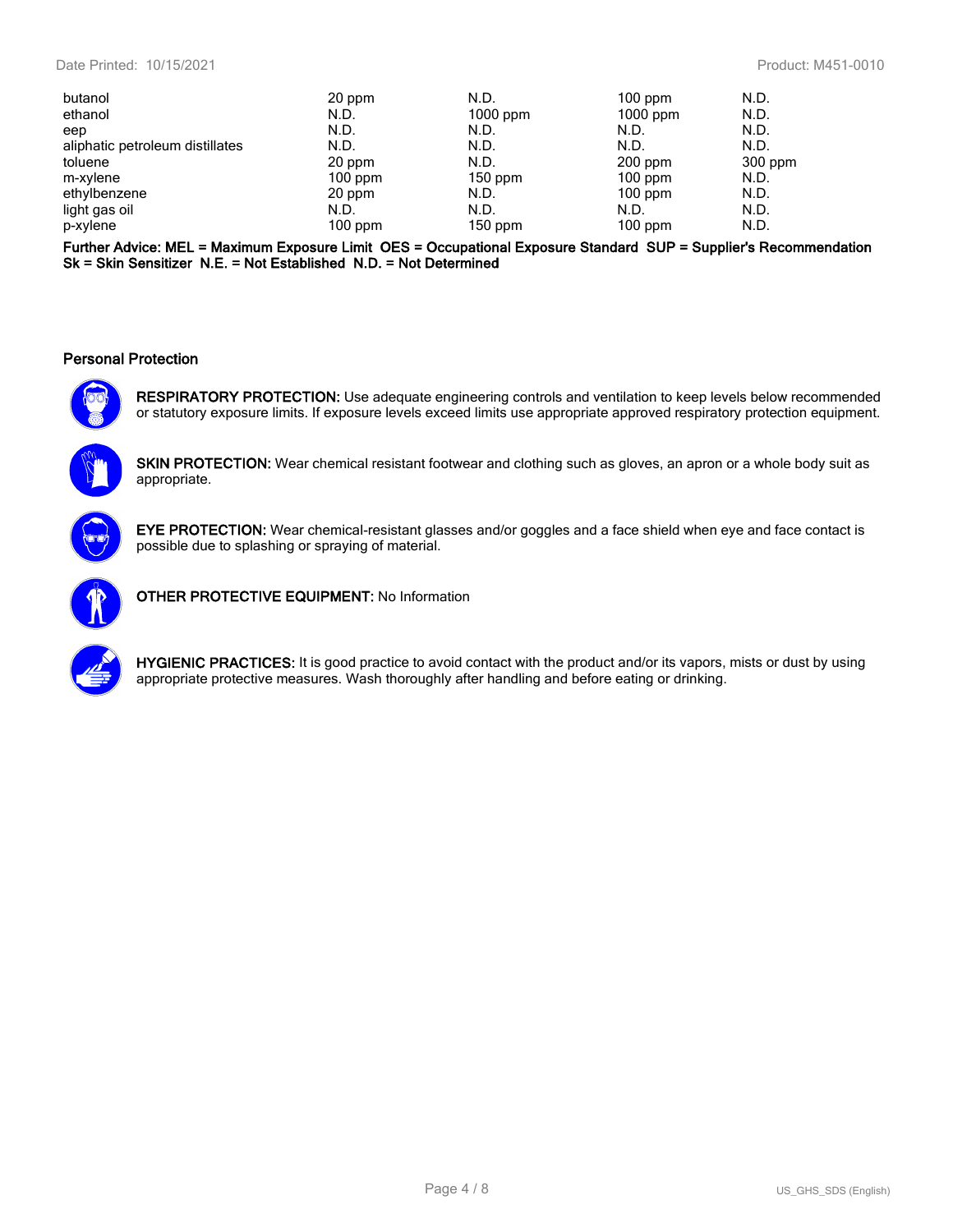| | | | | |
|---|---|---|---|---|
| butanol | 20 ppm | N.D. | 100 ppm | N.D. |
| ethanol | N.D. | 1000 ppm | 1000 ppm | N.D. |
| eep | N.D. | N.D. | N.D. | N.D. |
| aliphatic petroleum distillates | N.D. | N.D. | N.D. | N.D. |
| toluene | 20 ppm | N.D. | 200 ppm | 300 ppm |
| m-xylene | 100 ppm | 150 ppm | 100 ppm | N.D. |
| ethylbenzene | 20 ppm | N.D. | 100 ppm | N.D. |
| light gas oil | N.D. | N.D. | N.D. | N.D. |
| p-xylene | 100 ppm | 150 ppm | 100 ppm | N.D. |

**Further Advice: MEL = Maximum Exposure Limit OES = Occupational Exposure Standard SUP = Supplier's Recommendation Sk = Skin Sensitizer N.E. = Not Established N.D. = Not Determined**

### Personal Protection

**RESPIRATORY PROTECTION:** Use adequate engineering controls and ventilation to keep levels below recommended or statutory exposure limits. If exposure levels exceed limits use appropriate approved respiratory protection equipment.

**SKIN PROTECTION:** Wear chemical resistant footwear and clothing such as gloves, an apron or a whole body suit as appropriate.

**EYE PROTECTION:** Wear chemical-resistant glasses and/or goggles and a face shield when eye and face contact is possible due to splashing or spraying of material.

**OTHER PROTECTIVE EQUIPMENT:** No Information

**HYGIENIC PRACTICES:** It is good practice to avoid contact with the product and/or its vapors, mists or dust by using appropriate protective measures. Wash thoroughly after handling and before eating or drinking.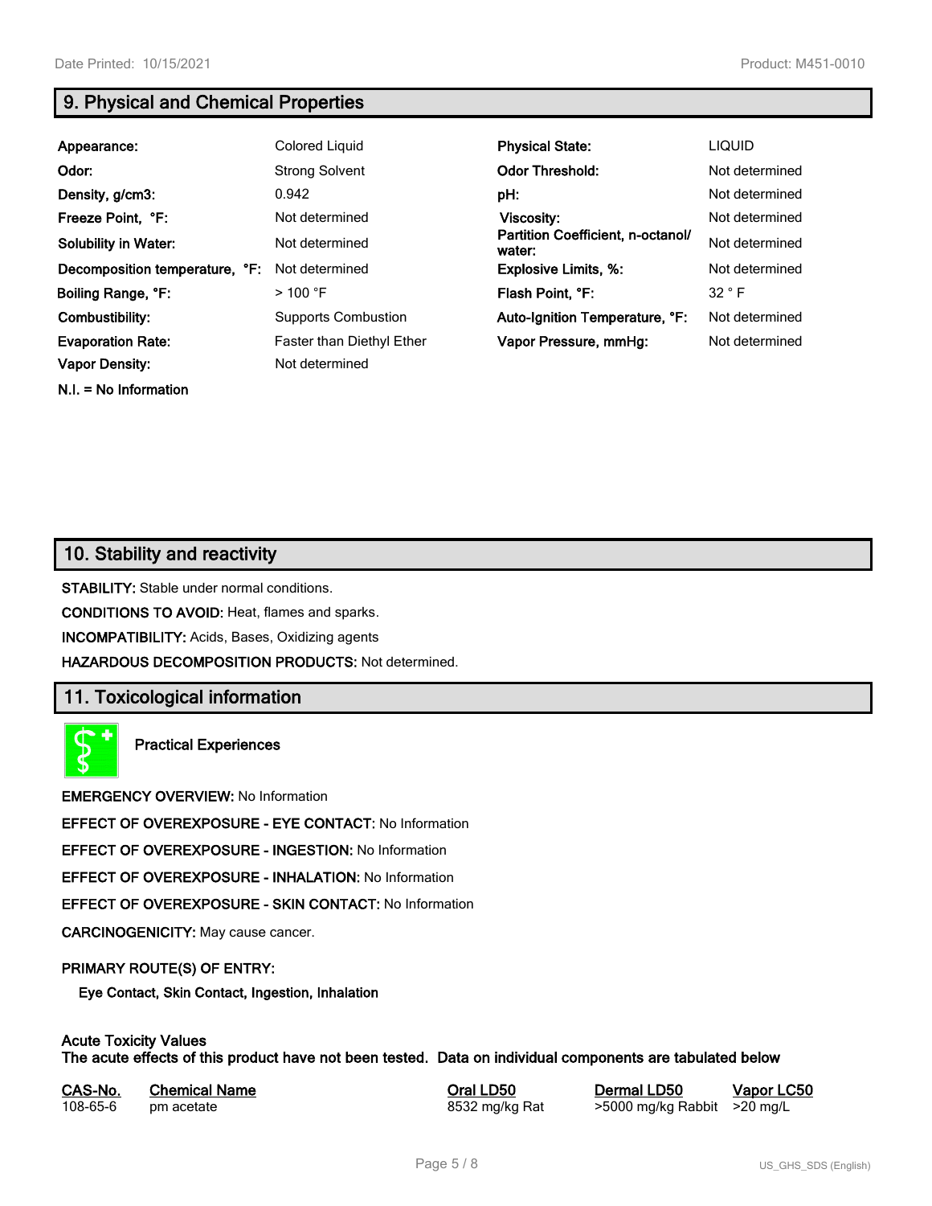## 9. Physical and Chemical Properties

| | | | |
|---|---|---|---|
| **Appearance:** | Colored Liquid | **Physical State:** | LIQUID |
| **Odor:** | Strong Solvent | **Odor Threshold:** | Not determined |
| **Density, g/cm3:** | 0.942 | **pH:** | Not determined |
| **Freeze Point, °F:** | Not determined | **Viscosity:** | Not determined |
| **Solubility in Water:** | Not determined | **Partition Coefficient, n-octanol/water:** | Not determined |
| **Decomposition temperature, °F:** | Not determined | **Explosive Limits, %:** | Not determined |
| **Boiling Range, °F:** | > 100 °F | **Flash Point, °F:** | 32 ° F |
| **Combustibility:** | Supports Combustion | **Auto-Ignition Temperature, °F:** | Not determined |
| **Evaporation Rate:** | Faster than Diethyl Ether | **Vapor Pressure, mmHg:** | Not determined |
| **Vapor Density:** | Not determined | | |

**N.I. = No Information**

## 10. Stability and reactivity

**STABILITY:** Stable under normal conditions.

**CONDITIONS TO AVOID:** Heat, flames and sparks.

**INCOMPATIBILITY:** Acids, Bases, Oxidizing agents

**HAZARDOUS DECOMPOSITION PRODUCTS:** Not determined.

## 11. Toxicological information

**Practical Experiences**

**EMERGENCY OVERVIEW:** No Information

**EFFECT OF OVEREXPOSURE - EYE CONTACT:** No Information

**EFFECT OF OVEREXPOSURE - INGESTION:** No Information

**EFFECT OF OVEREXPOSURE - INHALATION:** No Information

**EFFECT OF OVEREXPOSURE - SKIN CONTACT:** No Information

**CARCINOGENICITY:** May cause cancer.

**PRIMARY ROUTE(S) OF ENTRY:**

**Eye Contact, Skin Contact, Ingestion, Inhalation**

**Acute Toxicity Values**
**The acute effects of this product have not been tested. Data on individual components are tabulated below**

| CAS-No. | Chemical Name | Oral LD50 | Dermal LD50 | Vapor LC50 |
|---|---|---|---|---|
| 108-65-6 | pm acetate | 8532 mg/kg Rat | >5000 mg/kg Rabbit | >20 mg/L |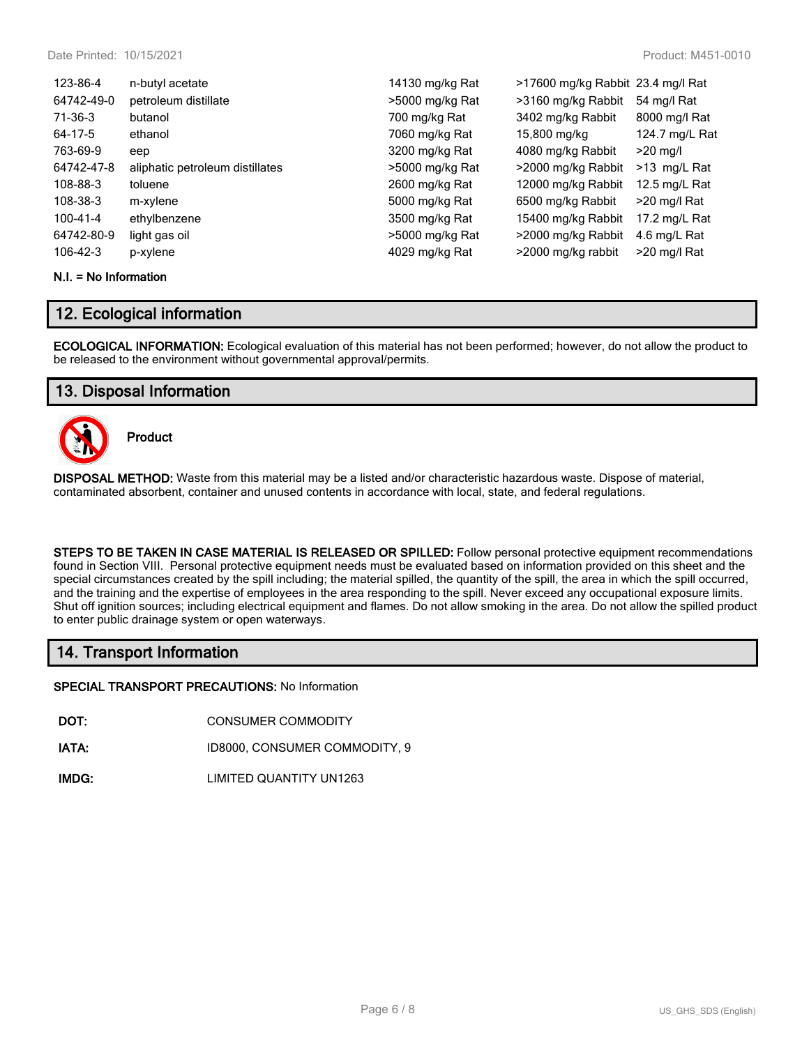| | | | | |
|---|---|---|---|---|
| 123-86-4 | n-butyl acetate | 14130 mg/kg Rat | >17600 mg/kg Rabbit | 23.4 mg/l Rat |
| 64742-49-0 | petroleum distillate | >5000 mg/kg Rat | >3160 mg/kg Rabbit | 54 mg/l Rat |
| 71-36-3 | butanol | 700 mg/kg Rat | 3402 mg/kg Rabbit | 8000 mg/l Rat |
| 64-17-5 | ethanol | 7060 mg/kg Rat | 15,800 mg/kg | 124.7 mg/L Rat |
| 763-69-9 | eep | 3200 mg/kg Rat | 4080 mg/kg Rabbit | >20 mg/l |
| 64742-47-8 | aliphatic petroleum distillates | >5000 mg/kg Rat | >2000 mg/kg Rabbit | >13 mg/L Rat |
| 108-88-3 | toluene | 2600 mg/kg Rat | 12000 mg/kg Rabbit | 12.5 mg/L Rat |
| 108-38-3 | m-xylene | 5000 mg/kg Rat | 6500 mg/kg Rabbit | >20 mg/l Rat |
| 100-41-4 | ethylbenzene | 3500 mg/kg Rat | 15400 mg/kg Rabbit | 17.2 mg/L Rat |
| 64742-80-9 | light gas oil | >5000 mg/kg Rat | >2000 mg/kg Rabbit | 4.6 mg/L Rat |
| 106-42-3 | p-xylene | 4029 mg/kg Rat | >2000 mg/kg rabbit | >20 mg/l Rat |

**N.I. = No Information**

## 12. Ecological information

**ECOLOGICAL INFORMATION:** Ecological evaluation of this material has not been performed; however, do not allow the product to be released to the environment without governmental approval/permits.

## 13. Disposal Information

**Product**

**DISPOSAL METHOD:** Waste from this material may be a listed and/or characteristic hazardous waste. Dispose of material, contaminated absorbent, container and unused contents in accordance with local, state, and federal regulations.

**STEPS TO BE TAKEN IN CASE MATERIAL IS RELEASED OR SPILLED:** Follow personal protective equipment recommendations found in Section VIII. Personal protective equipment needs must be evaluated based on information provided on this sheet and the special circumstances created by the spill including; the material spilled, the quantity of the spill, the area in which the spill occurred, and the training and the expertise of employees in the area responding to the spill. Never exceed any occupational exposure limits. Shut off ignition sources; including electrical equipment and flames. Do not allow smoking in the area. Do not allow the spilled product to enter public drainage system or open waterways.

## 14. Transport Information

**SPECIAL TRANSPORT PRECAUTIONS:** No Information

**DOT:** CONSUMER COMMODITY

**IATA:** ID8000, CONSUMER COMMODITY, 9

**IMDG:** LIMITED QUANTITY UN1263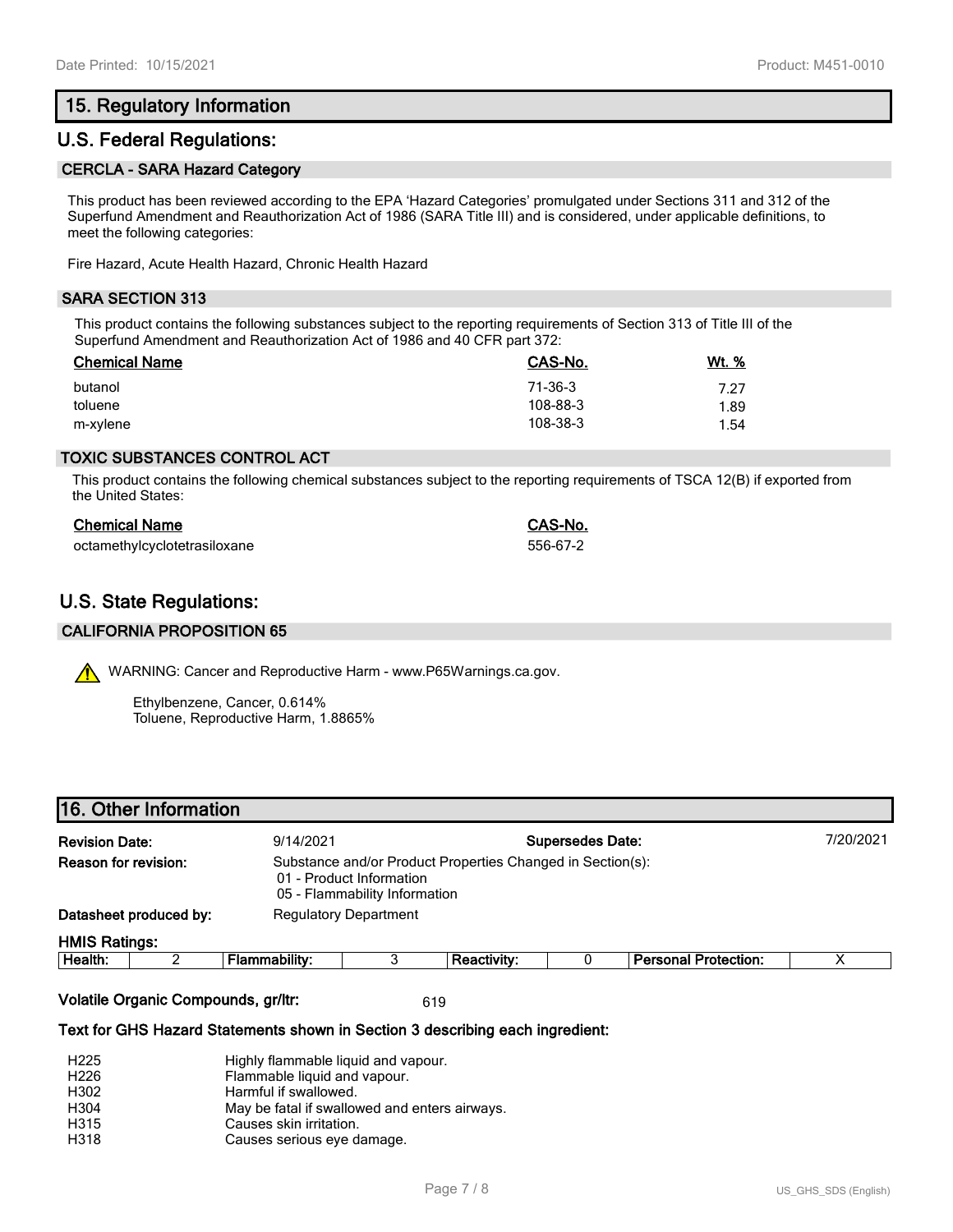## 15. Regulatory Information

## U.S. Federal Regulations:

### CERCLA - SARA Hazard Category

This product has been reviewed according to the EPA 'Hazard Categories' promulgated under Sections 311 and 312 of the Superfund Amendment and Reauthorization Act of 1986 (SARA Title III) and is considered, under applicable definitions, to meet the following categories:

Fire Hazard, Acute Health Hazard, Chronic Health Hazard

### SARA SECTION 313

This product contains the following substances subject to the reporting requirements of Section 313 of Title III of the Superfund Amendment and Reauthorization Act of 1986 and 40 CFR part 372:

| Chemical Name | CAS-No. | Wt. % |
|---|---|---|
| butanol | 71-36-3 | 7.27 |
| toluene | 108-88-3 | 1.89 |
| m-xylene | 108-38-3 | 1.54 |

### TOXIC SUBSTANCES CONTROL ACT

This product contains the following chemical substances subject to the reporting requirements of TSCA 12(B) if exported from the United States:

| Chemical Name | CAS-No. |
|---|---|
| octamethylcyclotetrasiloxane | 556-67-2 |

## U.S. State Regulations:

### CALIFORNIA PROPOSITION 65

⚠ WARNING: Cancer and Reproductive Harm - www.P65Warnings.ca.gov.

Ethylbenzene, Cancer, 0.614%
Toluene, Reproductive Harm, 1.8865%

## 16. Other Information

**Revision Date:** 9/14/2021 **Supersedes Date:** 7/20/2021

**Reason for revision:** Substance and/or Product Properties Changed in Section(s):
01 - Product Information
05 - Flammability Information

**Datasheet produced by:** Regulatory Department

**HMIS Ratings:**

| Health: | 2 | Flammability: | 3 | Reactivity: | 0 | Personal Protection: | X |
|---|---|---|---|---|---|---|---|

**Volatile Organic Compounds, gr/ltr:** 619

**Text for GHS Hazard Statements shown in Section 3 describing each ingredient:**

| | |
|---|---|
| H225 | Highly flammable liquid and vapour. |
| H226 | Flammable liquid and vapour. |
| H302 | Harmful if swallowed. |
| H304 | May be fatal if swallowed and enters airways. |
| H315 | Causes skin irritation. |
| H318 | Causes serious eye damage. |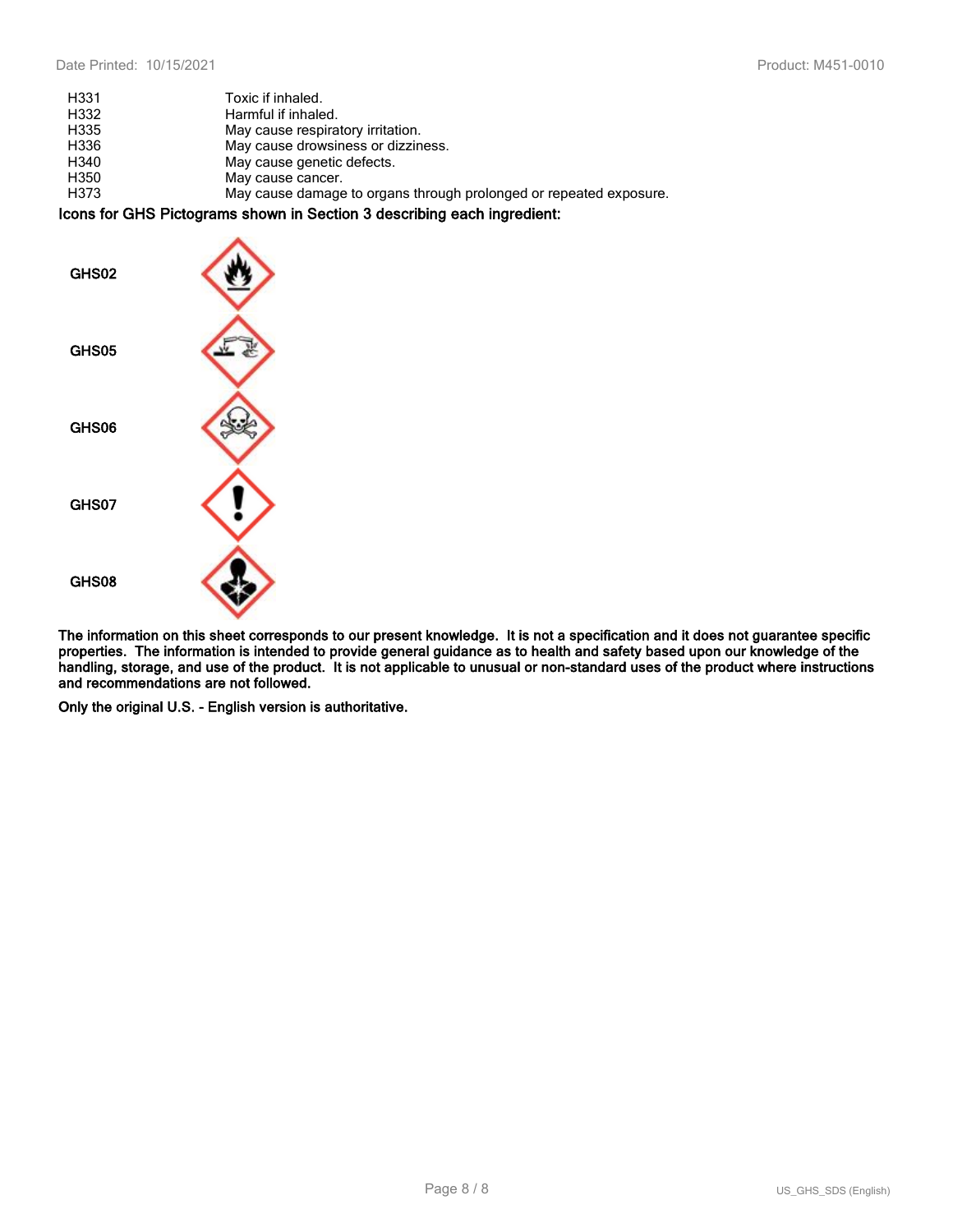| | |
|---|---|
| H331 | Toxic if inhaled. |
| H332 | Harmful if inhaled. |
| H335 | May cause respiratory irritation. |
| H336 | May cause drowsiness or dizziness. |
| H340 | May cause genetic defects. |
| H350 | May cause cancer. |
| H373 | May cause damage to organs through prolonged or repeated exposure. |

**Icons for GHS Pictograms shown in Section 3 describing each ingredient:**

GHS02

GHS05

GHS06

GHS07

GHS08

**The information on this sheet corresponds to our present knowledge. It is not a specification and it does not guarantee specific properties. The information is intended to provide general guidance as to health and safety based upon our knowledge of the handling, storage, and use of the product. It is not applicable to unusual or non-standard uses of the product where instructions and recommendations are not followed.**

**Only the original U.S. - English version is authoritative.**